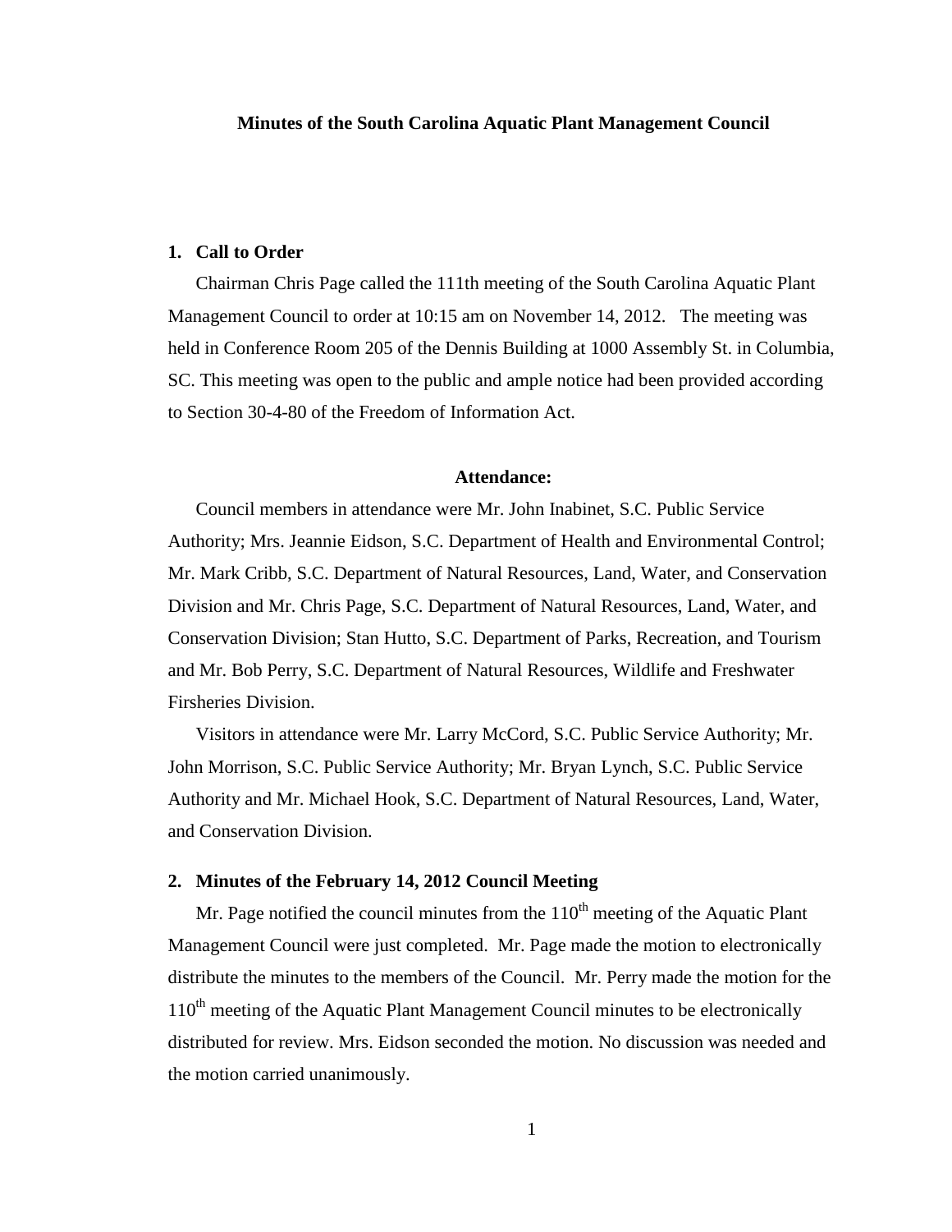**Minutes of the South Carolina Aquatic Plant Management Council**

## 1. Call to Order

Chairman Chris Page called the 111th meeting of the South Carolina Aquatic Plant Management Council to order at 10:15 am on November 14, 2012. The meeting was held in Conference Room 205 of the Dennis Building at 1000 Assembly St. in Columbia, SC. This meeting was open to the public and ample notice had been provided according to Section 30-4-80 of the Freedom of Information Act.

**Attendance:**

Council members in attendance were Mr. John Inabinet, S.C. Public Service Authority; Mrs. Jeannie Eidson, S.C. Department of Health and Environmental Control; Mr. Mark Cribb, S.C. Department of Natural Resources, Land, Water, and Conservation Division and Mr. Chris Page, S.C. Department of Natural Resources, Land, Water, and Conservation Division; Stan Hutto, S.C. Department of Parks, Recreation, and Tourism and Mr. Bob Perry, S.C. Department of Natural Resources, Wildlife and Freshwater Firsheries Division.

Visitors in attendance were Mr. Larry McCord, S.C. Public Service Authority; Mr. John Morrison, S.C. Public Service Authority; Mr. Bryan Lynch, S.C. Public Service Authority and Mr. Michael Hook, S.C. Department of Natural Resources, Land, Water, and Conservation Division.

## 2. Minutes of the February 14, 2012 Council Meeting

Mr. Page notified the council minutes from the 110th meeting of the Aquatic Plant Management Council were just completed. Mr. Page made the motion to electronically distribute the minutes to the members of the Council. Mr. Perry made the motion for the 110th meeting of the Aquatic Plant Management Council minutes to be electronically distributed for review. Mrs. Eidson seconded the motion. No discussion was needed and the motion carried unanimously.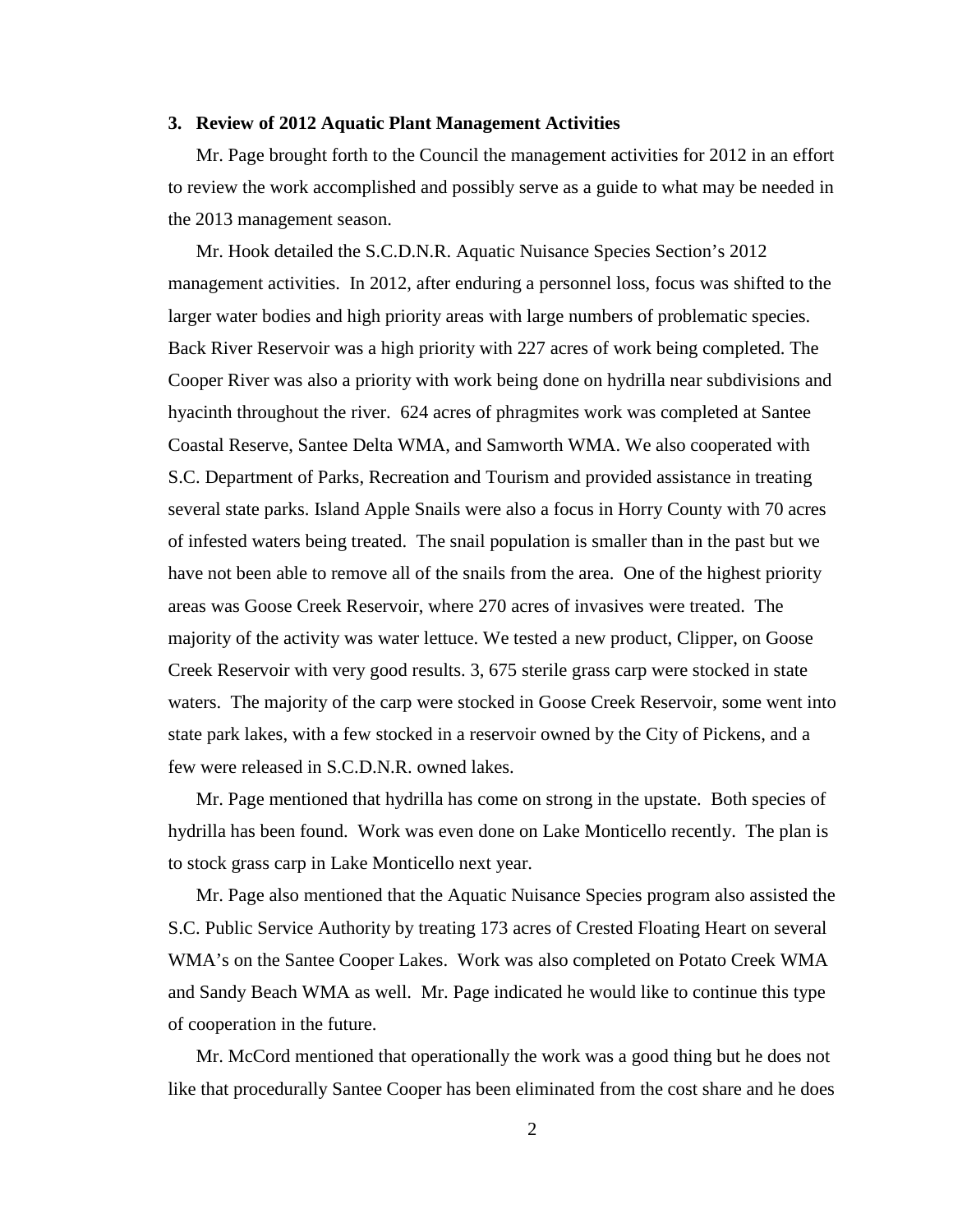**3. Review of 2012 Aquatic Plant Management Activities**

Mr. Page brought forth to the Council the management activities for 2012 in an effort to review the work accomplished and possibly serve as a guide to what may be needed in the 2013 management season.

Mr. Hook detailed the S.C.D.N.R. Aquatic Nuisance Species Section's 2012 management activities. In 2012, after enduring a personnel loss, focus was shifted to the larger water bodies and high priority areas with large numbers of problematic species. Back River Reservoir was a high priority with 227 acres of work being completed. The Cooper River was also a priority with work being done on hydrilla near subdivisions and hyacinth throughout the river. 624 acres of phragmites work was completed at Santee Coastal Reserve, Santee Delta WMA, and Samworth WMA. We also cooperated with S.C. Department of Parks, Recreation and Tourism and provided assistance in treating several state parks. Island Apple Snails were also a focus in Horry County with 70 acres of infested waters being treated. The snail population is smaller than in the past but we have not been able to remove all of the snails from the area. One of the highest priority areas was Goose Creek Reservoir, where 270 acres of invasives were treated. The majority of the activity was water lettuce. We tested a new product, Clipper, on Goose Creek Reservoir with very good results. 3, 675 sterile grass carp were stocked in state waters. The majority of the carp were stocked in Goose Creek Reservoir, some went into state park lakes, with a few stocked in a reservoir owned by the City of Pickens, and a few were released in S.C.D.N.R. owned lakes.

Mr. Page mentioned that hydrilla has come on strong in the upstate. Both species of hydrilla has been found. Work was even done on Lake Monticello recently. The plan is to stock grass carp in Lake Monticello next year.

Mr. Page also mentioned that the Aquatic Nuisance Species program also assisted the S.C. Public Service Authority by treating 173 acres of Crested Floating Heart on several WMA's on the Santee Cooper Lakes. Work was also completed on Potato Creek WMA and Sandy Beach WMA as well. Mr. Page indicated he would like to continue this type of cooperation in the future.

Mr. McCord mentioned that operationally the work was a good thing but he does not like that procedurally Santee Cooper has been eliminated from the cost share and he does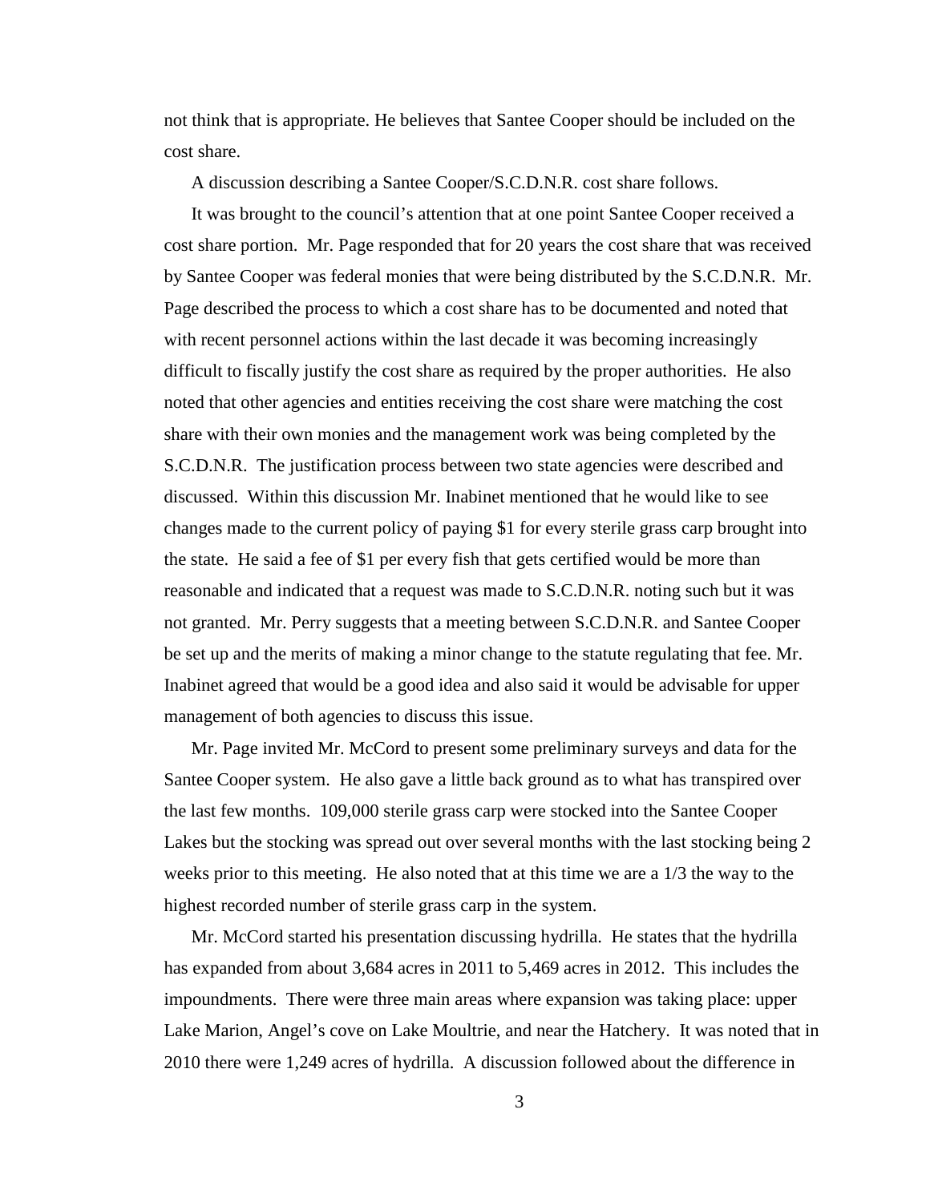not think that is appropriate. He believes that Santee Cooper should be included on the cost share.

A discussion describing a Santee Cooper/S.C.D.N.R. cost share follows.

It was brought to the council's attention that at one point Santee Cooper received a cost share portion. Mr. Page responded that for 20 years the cost share that was received by Santee Cooper was federal monies that were being distributed by the S.C.D.N.R. Mr. Page described the process to which a cost share has to be documented and noted that with recent personnel actions within the last decade it was becoming increasingly difficult to fiscally justify the cost share as required by the proper authorities. He also noted that other agencies and entities receiving the cost share were matching the cost share with their own monies and the management work was being completed by the S.C.D.N.R. The justification process between two state agencies were described and discussed. Within this discussion Mr. Inabinet mentioned that he would like to see changes made to the current policy of paying $1 for every sterile grass carp brought into the state. He said a fee of $1 per every fish that gets certified would be more than reasonable and indicated that a request was made to S.C.D.N.R. noting such but it was not granted. Mr. Perry suggests that a meeting between S.C.D.N.R. and Santee Cooper be set up and the merits of making a minor change to the statute regulating that fee. Mr. Inabinet agreed that would be a good idea and also said it would be advisable for upper management of both agencies to discuss this issue.

Mr. Page invited Mr. McCord to present some preliminary surveys and data for the Santee Cooper system. He also gave a little back ground as to what has transpired over the last few months. 109,000 sterile grass carp were stocked into the Santee Cooper Lakes but the stocking was spread out over several months with the last stocking being 2 weeks prior to this meeting. He also noted that at this time we are a 1/3 the way to the highest recorded number of sterile grass carp in the system.

Mr. McCord started his presentation discussing hydrilla. He states that the hydrilla has expanded from about 3,684 acres in 2011 to 5,469 acres in 2012. This includes the impoundments. There were three main areas where expansion was taking place: upper Lake Marion, Angel's cove on Lake Moultrie, and near the Hatchery. It was noted that in 2010 there were 1,249 acres of hydrilla. A discussion followed about the difference in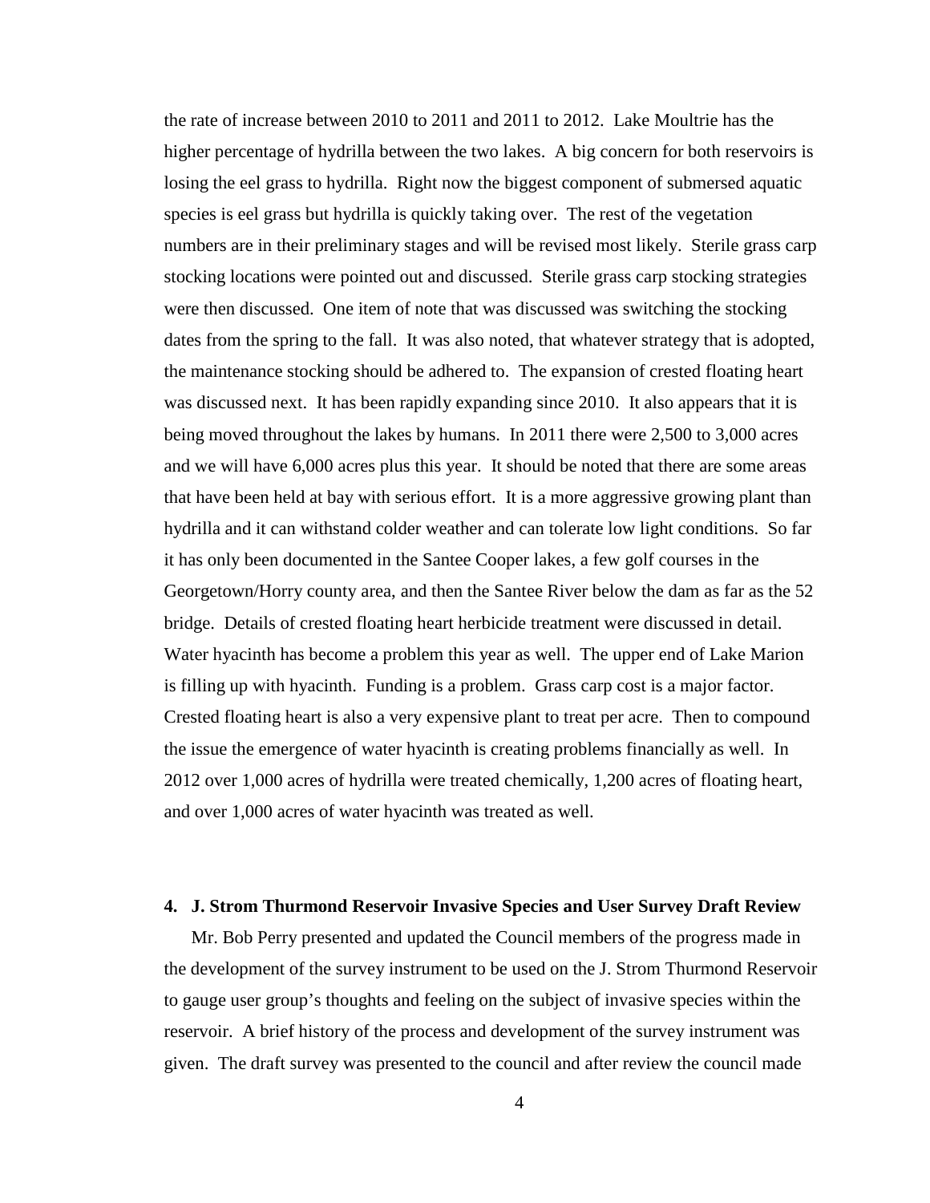the rate of increase between 2010 to 2011 and 2011 to 2012. Lake Moultrie has the higher percentage of hydrilla between the two lakes. A big concern for both reservoirs is losing the eel grass to hydrilla. Right now the biggest component of submersed aquatic species is eel grass but hydrilla is quickly taking over. The rest of the vegetation numbers are in their preliminary stages and will be revised most likely. Sterile grass carp stocking locations were pointed out and discussed. Sterile grass carp stocking strategies were then discussed. One item of note that was discussed was switching the stocking dates from the spring to the fall. It was also noted, that whatever strategy that is adopted, the maintenance stocking should be adhered to. The expansion of crested floating heart was discussed next. It has been rapidly expanding since 2010. It also appears that it is being moved throughout the lakes by humans. In 2011 there were 2,500 to 3,000 acres and we will have 6,000 acres plus this year. It should be noted that there are some areas that have been held at bay with serious effort. It is a more aggressive growing plant than hydrilla and it can withstand colder weather and can tolerate low light conditions. So far it has only been documented in the Santee Cooper lakes, a few golf courses in the Georgetown/Horry county area, and then the Santee River below the dam as far as the 52 bridge. Details of crested floating heart herbicide treatment were discussed in detail. Water hyacinth has become a problem this year as well. The upper end of Lake Marion is filling up with hyacinth. Funding is a problem. Grass carp cost is a major factor. Crested floating heart is also a very expensive plant to treat per acre. Then to compound the issue the emergence of water hyacinth is creating problems financially as well. In 2012 over 1,000 acres of hydrilla were treated chemically, 1,200 acres of floating heart, and over 1,000 acres of water hyacinth was treated as well.

**4. J. Strom Thurmond Reservoir Invasive Species and User Survey Draft Review**

Mr. Bob Perry presented and updated the Council members of the progress made in the development of the survey instrument to be used on the J. Strom Thurmond Reservoir to gauge user group's thoughts and feeling on the subject of invasive species within the reservoir. A brief history of the process and development of the survey instrument was given. The draft survey was presented to the council and after review the council made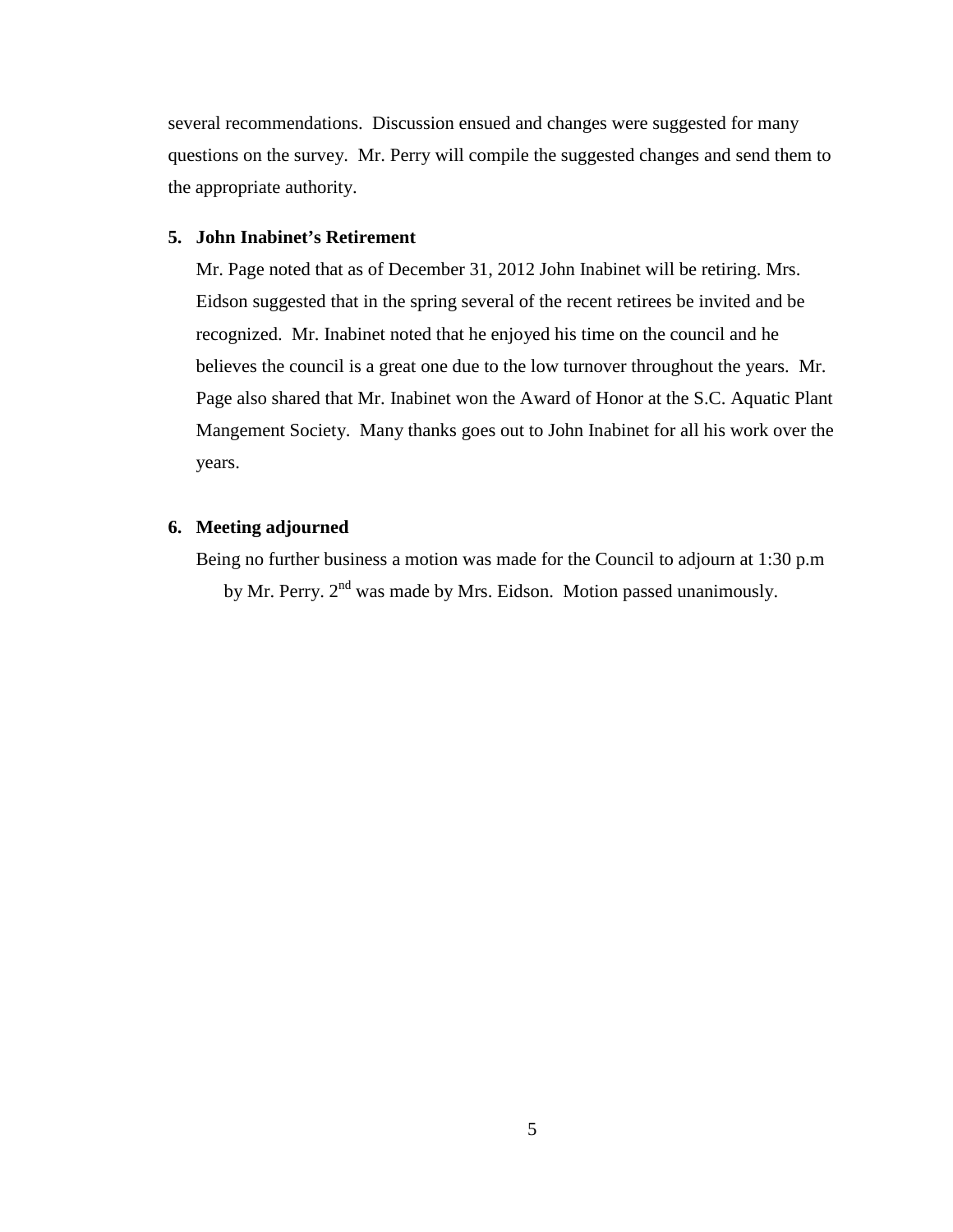several recommendations. Discussion ensued and changes were suggested for many questions on the survey. Mr. Perry will compile the suggested changes and send them to the appropriate authority.

**5. John Inabinet's Retirement**

Mr. Page noted that as of December 31, 2012 John Inabinet will be retiring. Mrs. Eidson suggested that in the spring several of the recent retirees be invited and be recognized. Mr. Inabinet noted that he enjoyed his time on the council and he believes the council is a great one due to the low turnover throughout the years. Mr. Page also shared that Mr. Inabinet won the Award of Honor at the S.C. Aquatic Plant Mangement Society. Many thanks goes out to John Inabinet for all his work over the years.

**6. Meeting adjourned**

Being no further business a motion was made for the Council to adjourn at 1:30 p.m by Mr. Perry. 2nd was made by Mrs. Eidson. Motion passed unanimously.